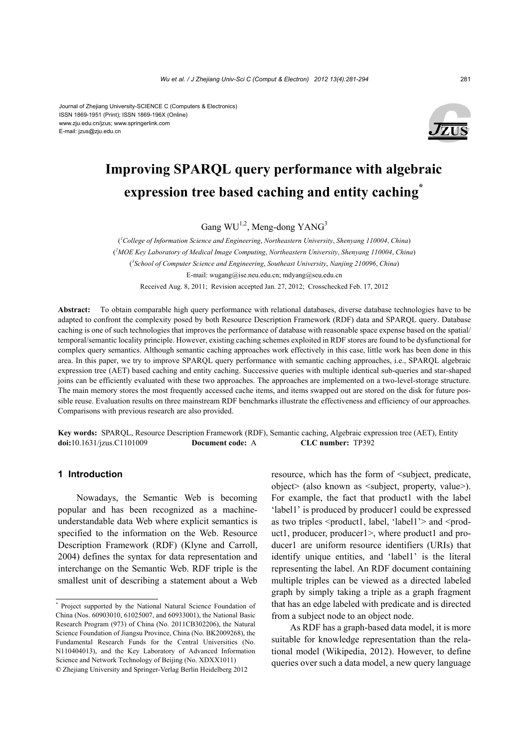Journal of Zhejiang University-SCIENCE C (Computers & Electronics)
ISSN 1869-1951 (Print); ISSN 1869-196X (Online)
www.zju.edu.cn/jzus; www.springerlink.com
E-mail: jzus@zju.edu.cn

# Improving SPARQL query performance with algebraic expression tree based caching and entity caching*

Gang WU[1,2], Meng-dong YANG[3]

([1]*College of Information Science and Engineering*, *Northeastern University*, *Shenyang 110004*, *China*)
([2]*MOE Key Laboratory of Medical Image Computing*, *Northeastern University*, *Shenyang 110004*, *China*)
([3]*School of Computer Science and Engineering*, *Southeast University*, *Nanjing 210096*, *China*)
E-mail: wugang@ise.neu.edu.cn; mdyang@seu.edu.cn
Received Aug. 8, 2011; Revision accepted Jan. 27, 2012; Crosschecked Feb. 17, 2012

**Abstract:** To obtain comparable high query performance with relational databases, diverse database technologies have to be adapted to confront the complexity posed by both Resource Description Framework (RDF) data and SPARQL query. Database caching is one of such technologies that improves the performance of database with reasonable space expense based on the spatial/temporal/semantic locality principle. However, existing caching schemes exploited in RDF stores are found to be dysfunctional for complex query semantics. Although semantic caching approaches work effectively in this case, little work has been done in this area. In this paper, we try to improve SPARQL query performance with semantic caching approaches, i.e., SPARQL algebraic expression tree (AET) based caching and entity caching. Successive queries with multiple identical sub-queries and star-shaped joins can be efficiently evaluated with these two approaches. The approaches are implemented on a two-level-storage structure. The main memory stores the most frequently accessed cache items, and items swapped out are stored on the disk for future possible reuse. Evaluation results on three mainstream RDF benchmarks illustrate the effectiveness and efficiency of our approaches. Comparisons with previous research are also provided.

**Key words:** SPARQL, Resource Description Framework (RDF), Semantic caching, Algebraic expression tree (AET), Entity
**doi:**10.1631/jzus.C1101009 **Document code:** A **CLC number:** TP392

## 1 Introduction

Nowadays, the Semantic Web is becoming popular and has been recognized as a machine-understandable data Web where explicit semantics is specified to the information on the Web. Resource Description Framework (RDF) (Klyne and Carroll, 2004) defines the syntax for data representation and interchange on the Semantic Web. RDF triple is the smallest unit of describing a statement about a Web resource, which has the form of <subject, predicate, object> (also known as <subject, property, value>). For example, the fact that product1 with the label 'label1' is produced by producer1 could be expressed as two triples <product1, label, 'label1'> and <product1, producer, producer1>, where product1 and producer1 are uniform resource identifiers (URIs) that identify unique entities, and 'label1' is the literal representing the label. An RDF document containing multiple triples can be viewed as a directed labeled graph by simply taking a triple as a graph fragment that has an edge labeled with predicate and is directed from a subject node to an object node.

As RDF has a graph-based data model, it is more suitable for knowledge representation than the relational model (Wikipedia, 2012). However, to define queries over such a data model, a new query language

---

\* Project supported by the National Natural Science Foundation of China (Nos. 60903010, 61025007, and 60933001), the National Basic Research Program (973) of China (No. 2011CB302206), the Natural Science Foundation of Jiangsu Province, China (No. BK2009268), the Fundamental Research Funds for the Central Universities (No. N110404013), and the Key Laboratory of Advanced Information Science and Network Technology of Beijing (No. XDXX1011)
© Zhejiang University and Springer-Verlag Berlin Heidelberg 2012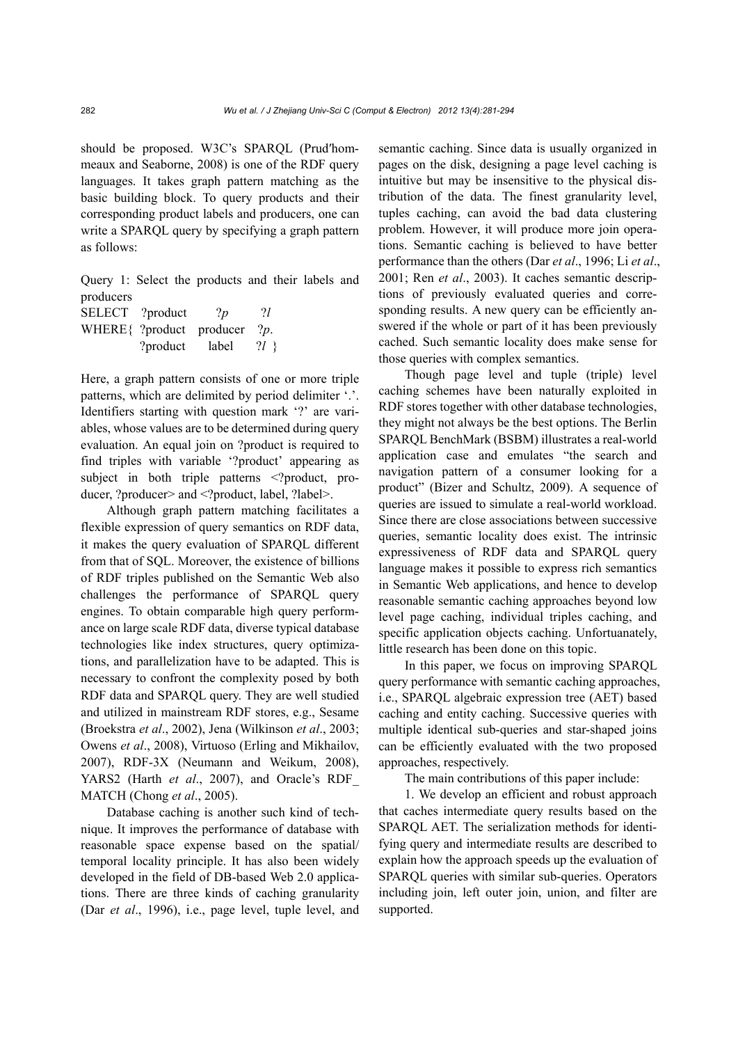should be proposed. W3C's SPARQL (Prud′hommeaux and Seaborne, 2008) is one of the RDF query languages. It takes graph pattern matching as the basic building block. To query products and their corresponding product labels and producers, one can write a SPARQL query by specifying a graph pattern as follows:

Query 1: Select the products and their labels and producers

```
SELECT  ?product    ?p        ?l
WHERE{  ?product  producer  ?p.
        ?product   label     ?l }
```

Here, a graph pattern consists of one or more triple patterns, which are delimited by period delimiter '.'. Identifiers starting with question mark '?' are variables, whose values are to be determined during query evaluation. An equal join on ?product is required to find triples with variable '?product' appearing as subject in both triple patterns <?product, producer, ?producer> and <?product, label, ?label>.

Although graph pattern matching facilitates a flexible expression of query semantics on RDF data, it makes the query evaluation of SPARQL different from that of SQL. Moreover, the existence of billions of RDF triples published on the Semantic Web also challenges the performance of SPARQL query engines. To obtain comparable high query performance on large scale RDF data, diverse typical database technologies like index structures, query optimizations, and parallelization have to be adapted. This is necessary to confront the complexity posed by both RDF data and SPARQL query. They are well studied and utilized in mainstream RDF stores, e.g., Sesame (Broekstra *et al*., 2002), Jena (Wilkinson *et al*., 2003; Owens *et al*., 2008), Virtuoso (Erling and Mikhailov, 2007), RDF-3X (Neumann and Weikum, 2008), YARS2 (Harth *et al*., 2007), and Oracle's RDF_MATCH (Chong *et al*., 2005).

Database caching is another such kind of technique. It improves the performance of database with reasonable space expense based on the spatial/temporal locality principle. It has also been widely developed in the field of DB-based Web 2.0 applications. There are three kinds of caching granularity (Dar *et al*., 1996), i.e., page level, tuple level, and semantic caching. Since data is usually organized in pages on the disk, designing a page level caching is intuitive but may be insensitive to the physical distribution of the data. The finest granularity level, tuples caching, can avoid the bad data clustering problem. However, it will produce more join operations. Semantic caching is believed to have better performance than the others (Dar *et al*., 1996; Li *et al*., 2001; Ren *et al*., 2003). It caches semantic descriptions of previously evaluated queries and corresponding results. A new query can be efficiently answered if the whole or part of it has been previously cached. Such semantic locality does make sense for those queries with complex semantics.

Though page level and tuple (triple) level caching schemes have been naturally exploited in RDF stores together with other database technologies, they might not always be the best options. The Berlin SPARQL BenchMark (BSBM) illustrates a real-world application case and emulates "the search and navigation pattern of a consumer looking for a product" (Bizer and Schultz, 2009). A sequence of queries are issued to simulate a real-world workload. Since there are close associations between successive queries, semantic locality does exist. The intrinsic expressiveness of RDF data and SPARQL query language makes it possible to express rich semantics in Semantic Web applications, and hence to develop reasonable semantic caching approaches beyond low level page caching, individual triples caching, and specific application objects caching. Unfortuanately, little research has been done on this topic.

In this paper, we focus on improving SPARQL query performance with semantic caching approaches, i.e., SPARQL algebraic expression tree (AET) based caching and entity caching. Successive queries with multiple identical sub-queries and star-shaped joins can be efficiently evaluated with the two proposed approaches, respectively.

The main contributions of this paper include:

1. We develop an efficient and robust approach that caches intermediate query results based on the SPARQL AET. The serialization methods for identifying query and intermediate results are described to explain how the approach speeds up the evaluation of SPARQL queries with similar sub-queries. Operators including join, left outer join, union, and filter are supported.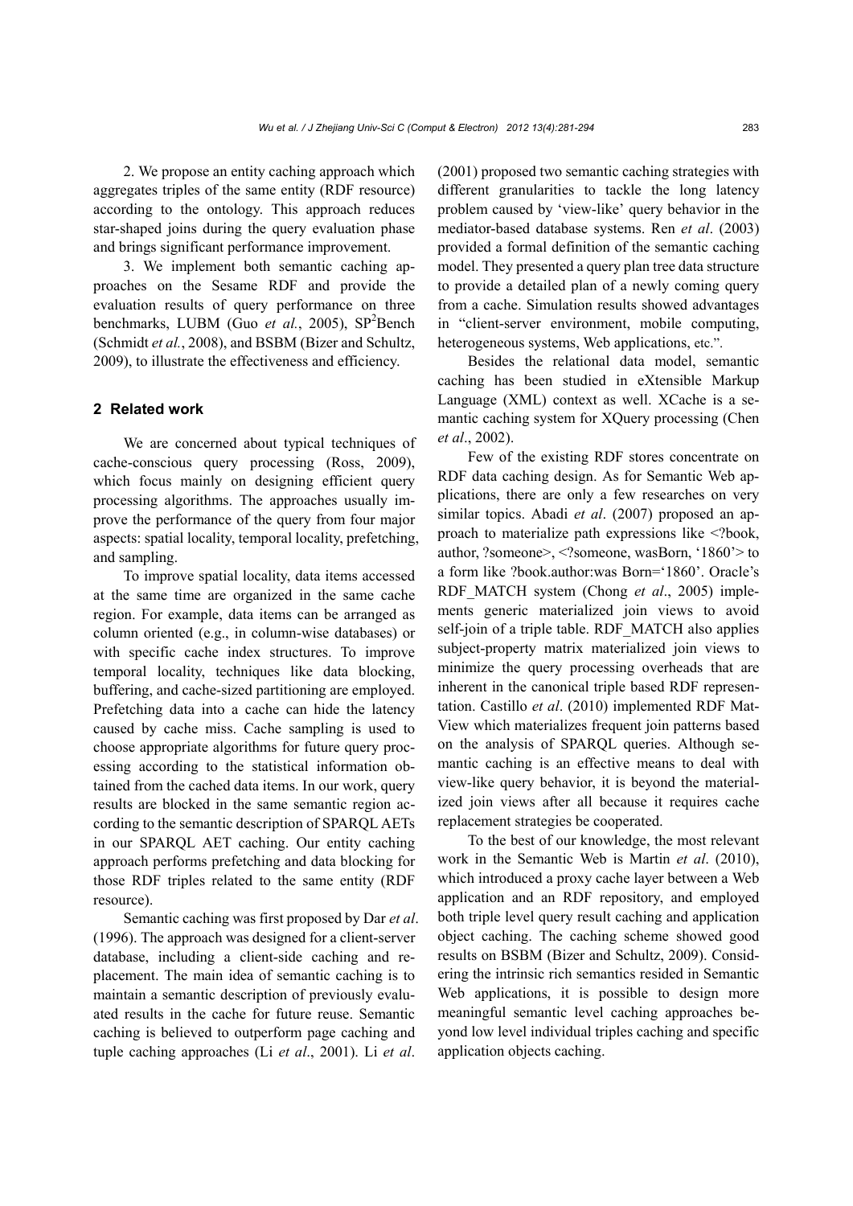2. We propose an entity caching approach which aggregates triples of the same entity (RDF resource) according to the ontology. This approach reduces star-shaped joins during the query evaluation phase and brings significant performance improvement.

3. We implement both semantic caching approaches on the Sesame RDF and provide the evaluation results of query performance on three benchmarks, LUBM (Guo *et al.*, 2005), $SP^2$Bench (Schmidt *et al.*, 2008), and BSBM (Bizer and Schultz, 2009), to illustrate the effectiveness and efficiency.

## 2 Related work

We are concerned about typical techniques of cache-conscious query processing (Ross, 2009), which focus mainly on designing efficient query processing algorithms. The approaches usually improve the performance of the query from four major aspects: spatial locality, temporal locality, prefetching, and sampling.

To improve spatial locality, data items accessed at the same time are organized in the same cache region. For example, data items can be arranged as column oriented (e.g., in column-wise databases) or with specific cache index structures. To improve temporal locality, techniques like data blocking, buffering, and cache-sized partitioning are employed. Prefetching data into a cache can hide the latency caused by cache miss. Cache sampling is used to choose appropriate algorithms for future query processing according to the statistical information obtained from the cached data items. In our work, query results are blocked in the same semantic region according to the semantic description of SPARQL AETs in our SPARQL AET caching. Our entity caching approach performs prefetching and data blocking for those RDF triples related to the same entity (RDF resource).

Semantic caching was first proposed by Dar *et al*. (1996). The approach was designed for a client-server database, including a client-side caching and replacement. The main idea of semantic caching is to maintain a semantic description of previously evaluated results in the cache for future reuse. Semantic caching is believed to outperform page caching and tuple caching approaches (Li *et al*., 2001). Li *et al*. (2001) proposed two semantic caching strategies with different granularities to tackle the long latency problem caused by 'view-like' query behavior in the mediator-based database systems. Ren *et al*. (2003) provided a formal definition of the semantic caching model. They presented a query plan tree data structure to provide a detailed plan of a newly coming query from a cache. Simulation results showed advantages in "client-server environment, mobile computing, heterogeneous systems, Web applications, etc.".

Besides the relational data model, semantic caching has been studied in eXtensible Markup Language (XML) context as well. XCache is a semantic caching system for XQuery processing (Chen *et al*., 2002).

Few of the existing RDF stores concentrate on RDF data caching design. As for Semantic Web applications, there are only a few researches on very similar topics. Abadi *et al*. (2007) proposed an approach to materialize path expressions like <?book, author, ?someone>, <?someone, wasBorn, '1860'> to a form like ?book.author:was Born='1860'. Oracle's RDF_MATCH system (Chong *et al*., 2005) implements generic materialized join views to avoid self-join of a triple table. RDF_MATCH also applies subject-property matrix materialized join views to minimize the query processing overheads that are inherent in the canonical triple based RDF representation. Castillo *et al*. (2010) implemented RDF MatView which materializes frequent join patterns based on the analysis of SPARQL queries. Although semantic caching is an effective means to deal with view-like query behavior, it is beyond the materialized join views after all because it requires cache replacement strategies be cooperated.

To the best of our knowledge, the most relevant work in the Semantic Web is Martin *et al*. (2010), which introduced a proxy cache layer between a Web application and an RDF repository, and employed both triple level query result caching and application object caching. The caching scheme showed good results on BSBM (Bizer and Schultz, 2009). Considering the intrinsic rich semantics resided in Semantic Web applications, it is possible to design more meaningful semantic level caching approaches beyond low level individual triples caching and specific application objects caching.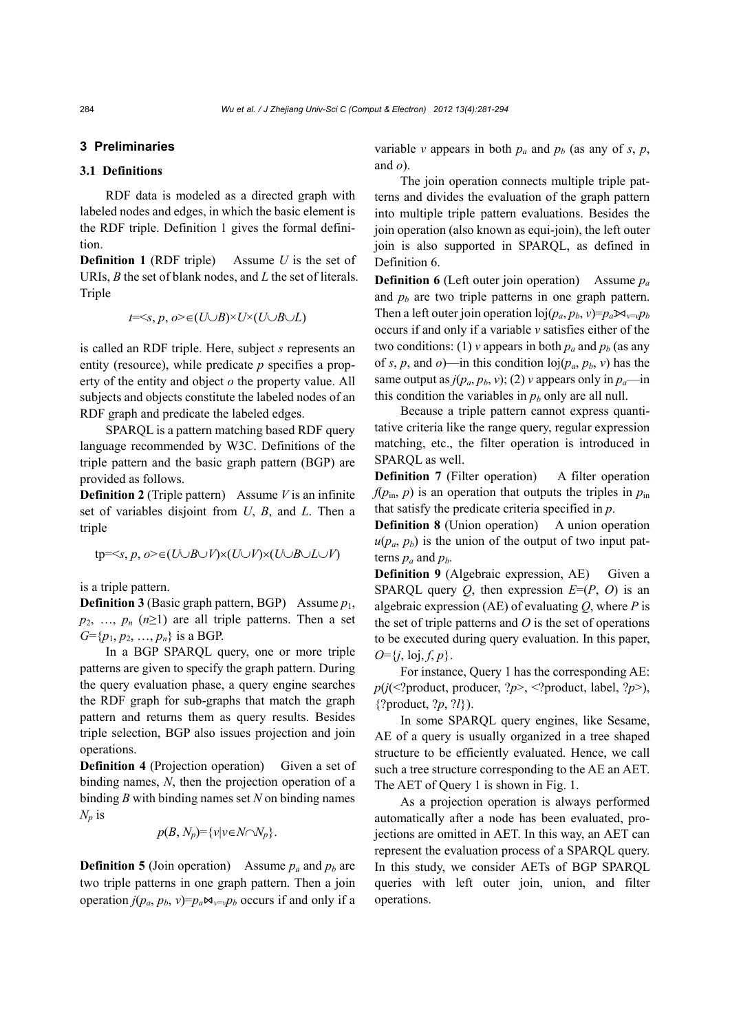## 3 Preliminaries

### 3.1 Definitions

RDF data is modeled as a directed graph with labeled nodes and edges, in which the basic element is the RDF triple. Definition 1 gives the formal definition.

**Definition 1** (RDF triple) Assume $U$ is the set of URIs, $B$ the set of blank nodes, and $L$ the set of literals. Triple

$$t=<s, p, o>\in(U\cup B)\times U\times(U\cup B\cup L)$$

is called an RDF triple. Here, subject $s$ represents an entity (resource), while predicate $p$ specifies a property of the entity and object $o$ the property value. All subjects and objects constitute the labeled nodes of an RDF graph and predicate the labeled edges.

SPARQL is a pattern matching based RDF query language recommended by W3C. Definitions of the triple pattern and the basic graph pattern (BGP) are provided as follows.

**Definition 2** (Triple pattern) Assume $V$ is an infinite set of variables disjoint from $U$, $B$, and $L$. Then a triple

$$\text{tp}=<s, p, o>\in(U\cup B\cup V)\times(U\cup V)\times(U\cup B\cup L\cup V)$$

is a triple pattern.

**Definition 3** (Basic graph pattern, BGP) Assume $p_1$, $p_2$, …, $p_n$ ($n\geq1$) are all triple patterns. Then a set $G=\{p_1, p_2, \ldots, p_n\}$ is a BGP.

In a BGP SPARQL query, one or more triple patterns are given to specify the graph pattern. During the query evaluation phase, a query engine searches the RDF graph for sub-graphs that match the graph pattern and returns them as query results. Besides triple selection, BGP also issues projection and join operations.

**Definition 4** (Projection operation) Given a set of binding names, $N$, then the projection operation of a binding $B$ with binding names set $N$ on binding names $N_p$ is

$$p(B, N_p)=\{v|v\in N\cap N_p\}.$$

**Definition 5** (Join operation) Assume $p_a$ and $p_b$ are two triple patterns in one graph pattern. Then a join operation $j(p_a, p_b, v)=p_a\bowtie_{v=v}p_b$ occurs if and only if a variable $v$ appears in both $p_a$ and $p_b$ (as any of $s$, $p$, and $o$).

The join operation connects multiple triple patterns and divides the evaluation of the graph pattern into multiple triple pattern evaluations. Besides the join operation (also known as equi-join), the left outer join is also supported in SPARQL, as defined in Definition 6.

**Definition 6** (Left outer join operation) Assume $p_a$ and $p_b$ are two triple patterns in one graph pattern. Then a left outer join operation $\text{loj}(p_a, p_b, v)=p_a⟕_{v=v}p_b$ occurs if and only if a variable $v$ satisfies either of the two conditions: (1) $v$ appears in both $p_a$ and $p_b$ (as any of $s$, $p$, and $o$)—in this condition $\text{loj}(p_a, p_b, v)$ has the same output as $j(p_a, p_b, v)$; (2) $v$ appears only in $p_a$—in this condition the variables in $p_b$ only are all null.

Because a triple pattern cannot express quantitative criteria like the range query, regular expression matching, etc., the filter operation is introduced in SPARQL as well.

**Definition 7** (Filter operation) A filter operation $f(p_{\text{in}}, p)$ is an operation that outputs the triples in $p_{\text{in}}$ that satisfy the predicate criteria specified in $p$.

**Definition 8** (Union operation) A union operation $u(p_a, p_b)$ is the union of the output of two input patterns $p_a$ and $p_b$.

**Definition 9** (Algebraic expression, AE) Given a SPARQL query $Q$, then expression $E=(P, O)$ is an algebraic expression (AE) of evaluating $Q$, where $P$ is the set of triple patterns and $O$ is the set of operations to be executed during query evaluation. In this paper, $O=\{j, \text{loj}, f, p\}$.

For instance, Query 1 has the corresponding AE: $p(j(<\text{?product, producer, ?}p>, <\text{?product, label, ?}p>), \{\text{?product, ?}p, \text{?}l\})$.

In some SPARQL query engines, like Sesame, AE of a query is usually organized in a tree shaped structure to be efficiently evaluated. Hence, we call such a tree structure corresponding to the AE an AET. The AET of Query 1 is shown in Fig. 1.

As a projection operation is always performed automatically after a node has been evaluated, projections are omitted in AET. In this way, an AET can represent the evaluation process of a SPARQL query. In this study, we consider AETs of BGP SPARQL queries with left outer join, union, and filter operations.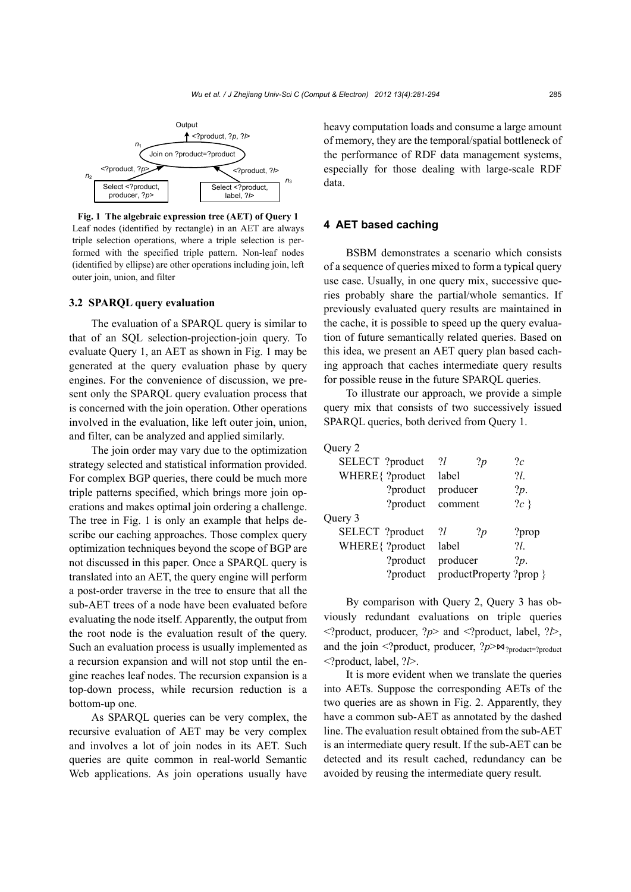Output

<?product, ?p, ?l>

$n_1$ Join on ?product=?product

<?product, ?p> <?product, ?l>

$n_2$ Select <?product, producer, ?p> $n_3$ Select <?product, label, ?l>

**Fig. 1 The algebraic expression tree (AET) of Query 1**
Leaf nodes (identified by rectangle) in an AET are always triple selection operations, where a triple selection is performed with the specified triple pattern. Non-leaf nodes (identified by ellipse) are other operations including join, left outer join, union, and filter

### 3.2 SPARQL query evaluation

The evaluation of a SPARQL query is similar to that of an SQL selection-projection-join query. To evaluate Query 1, an AET as shown in Fig. 1 may be generated at the query evaluation phase by query engines. For the convenience of discussion, we present only the SPARQL query evaluation process that is concerned with the join operation. Other operations involved in the evaluation, like left outer join, union, and filter, can be analyzed and applied similarly.

The join order may vary due to the optimization strategy selected and statistical information provided. For complex BGP queries, there could be much more triple patterns specified, which brings more join operations and makes optimal join ordering a challenge. The tree in Fig. 1 is only an example that helps describe our caching approaches. Those complex query optimization techniques beyond the scope of BGP are not discussed in this paper. Once a SPARQL query is translated into an AET, the query engine will perform a post-order traverse in the tree to ensure that all the sub-AET trees of a node have been evaluated before evaluating the node itself. Apparently, the output from the root node is the evaluation result of the query. Such an evaluation process is usually implemented as a recursion expansion and will not stop until the engine reaches leaf nodes. The recursion expansion is a top-down process, while recursion reduction is a bottom-up one.

As SPARQL queries can be very complex, the recursive evaluation of AET may be very complex and involves a lot of join nodes in its AET. Such queries are quite common in real-world Semantic Web applications. As join operations usually have heavy computation loads and consume a large amount of memory, they are the temporal/spatial bottleneck of the performance of RDF data management systems, especially for those dealing with large-scale RDF data.

## 4 AET based caching

BSBM demonstrates a scenario which consists of a sequence of queries mixed to form a typical query use case. Usually, in one query mix, successive queries probably share the partial/whole semantics. If previously evaluated query results are maintained in the cache, it is possible to speed up the query evaluation of future semantically related queries. Based on this idea, we present an AET query plan based caching approach that caches intermediate query results for possible reuse in the future SPARQL queries.

To illustrate our approach, we provide a simple query mix that consists of two successively issued SPARQL queries, both derived from Query 1.

Query 2
```
SELECT ?product  ?l        ?p     ?c
WHERE{ ?product  label            ?l.
       ?product  producer         ?p.
       ?product  comment          ?c }
```
Query 3
```
SELECT ?product  ?l        ?p     ?prop
WHERE{ ?product  label            ?l.
       ?product  producer         ?p.
       ?product  productProperty ?prop }
```

By comparison with Query 2, Query 3 has obviously redundant evaluations on triple queries <?product, producer, ?p> and <?product, label, ?l>, and the join <?product, producer, ?p>$\bowtie_{\text{?product=?product}}$ <?product, label, ?l>.

It is more evident when we translate the queries into AETs. Suppose the corresponding AETs of the two queries are as shown in Fig. 2. Apparently, they have a common sub-AET as annotated by the dashed line. The evaluation result obtained from the sub-AET is an intermediate query result. If the sub-AET can be detected and its result cached, redundancy can be avoided by reusing the intermediate query result.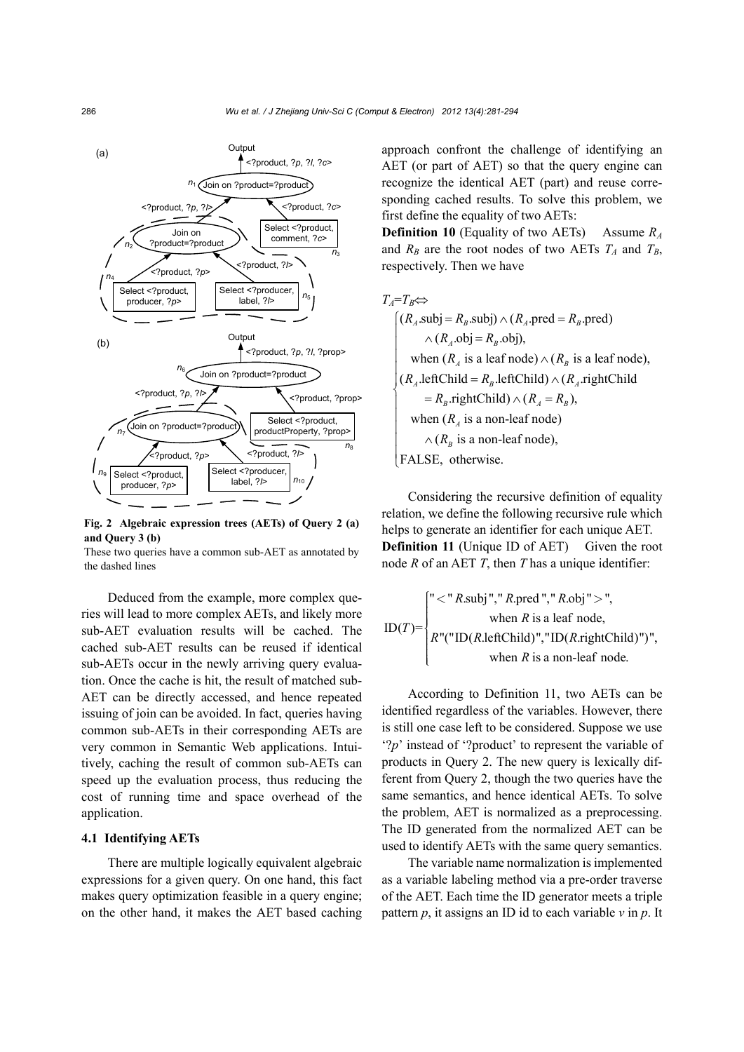Fig. 2 Algebraic expression trees (AETs) of Query 2 (a) and Query 3 (b)

These two queries have a common sub-AET as annotated by the dashed lines

Deduced from the example, more complex queries will lead to more complex AETs, and likely more sub-AET evaluation results will be cached. The cached sub-AET results can be reused if identical sub-AETs occur in the newly arriving query evaluation. Once the cache is hit, the result of matched sub-AET can be directly accessed, and hence repeated issuing of join can be avoided. In fact, queries having common sub-AETs in their corresponding AETs are very common in Semantic Web applications. Intuitively, caching the result of common sub-AETs can speed up the evaluation process, thus reducing the cost of running time and space overhead of the application.

### 4.1 Identifying AETs

There are multiple logically equivalent algebraic expressions for a given query. On one hand, this fact makes query optimization feasible in a query engine; on the other hand, it makes the AET based caching approach confront the challenge of identifying an AET (or part of AET) so that the query engine can recognize the identical AET (part) and reuse corresponding cached results. To solve this problem, we first define the equality of two AETs:

**Definition 10** (Equality of two AETs) Assume $R_A$ and $R_B$ are the root nodes of two AETs $T_A$ and $T_B$, respectively. Then we have

$$T_A=T_B \Leftrightarrow \begin{cases} (R_A.\text{subj}=R_B.\text{subj}) \wedge (R_A.\text{pred}=R_B.\text{pred}) \\ \quad \wedge (R_A.\text{obj}=R_B.\text{obj}), \\ \quad \text{when } (R_A \text{ is a leaf node}) \wedge (R_B \text{ is a leaf node}), \\ (R_A.\text{leftChild}=R_B.\text{leftChild}) \wedge (R_A.\text{rightChild} \\ \quad =R_B.\text{rightChild}) \wedge (R_A=R_B), \\ \quad \text{when } (R_A \text{ is a non-leaf node}) \\ \quad \wedge (R_B \text{ is a non-leaf node}), \\ \text{FALSE, otherwise.} \end{cases}$$

Considering the recursive definition of equality relation, we define the following recursive rule which helps to generate an identifier for each unique AET.

**Definition 11** (Unique ID of AET) Given the root node $R$ of an AET $T$, then $T$ has a unique identifier:

$$\text{ID}(T)=\begin{cases} "<" R.\text{subj}"," R.\text{pred}"," R.\text{obj}">", \\ \quad \text{when } R \text{ is a leaf node,} \\ R"("\text{ID}(R.\text{leftChild})","\text{ID}(R.\text{rightChild})")", \\ \quad \text{when } R \text{ is a non-leaf node.} \end{cases}$$

According to Definition 11, two AETs can be identified regardless of the variables. However, there is still one case left to be considered. Suppose we use '?p' instead of '?product' to represent the variable of products in Query 2. The new query is lexically different from Query 2, though the two queries have the same semantics, and hence identical AETs. To solve the problem, AET is normalized as a preprocessing. The ID generated from the normalized AET can be used to identify AETs with the same query semantics.

The variable name normalization is implemented as a variable labeling method via a pre-order traverse of the AET. Each time the ID generator meets a triple pattern $p$, it assigns an ID id to each variable $v$ in $p$. It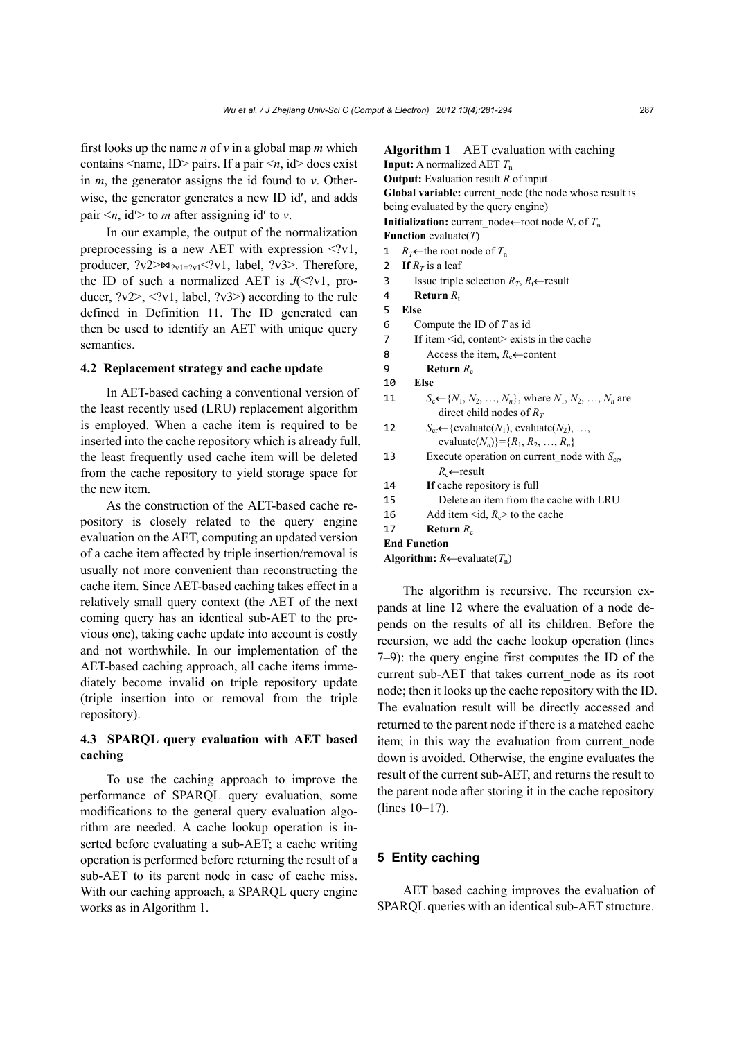first looks up the name *n* of *v* in a global map *m* which contains <name, ID> pairs. If a pair <*n*, id> does exist in *m*, the generator assigns the id found to *v*. Otherwise, the generator generates a new ID id′, and adds pair <*n*, id′> to *m* after assigning id′ to *v*.

In our example, the output of the normalization preprocessing is a new AET with expression <?v1, producer, ?v2>$\bowtie_{?v1=?v1}$<?v1, label, ?v3>. Therefore, the ID of such a normalized AET is *J*(<?v1, producer, ?v2>, <?v1, label, ?v3>) according to the rule defined in Definition 11. The ID generated can then be used to identify an AET with unique query semantics.

### 4.2 Replacement strategy and cache update

In AET-based caching a conventional version of the least recently used (LRU) replacement algorithm is employed. When a cache item is required to be inserted into the cache repository which is already full, the least frequently used cache item will be deleted from the cache repository to yield storage space for the new item.

As the construction of the AET-based cache repository is closely related to the query engine evaluation on the AET, computing an updated version of a cache item affected by triple insertion/removal is usually not more convenient than reconstructing the cache item. Since AET-based caching takes effect in a relatively small query context (the AET of the next coming query has an identical sub-AET to the previous one), taking cache update into account is costly and not worthwhile. In our implementation of the AET-based caching approach, all cache items immediately become invalid on triple repository update (triple insertion into or removal from the triple repository).

### 4.3 SPARQL query evaluation with AET based caching

To use the caching approach to improve the performance of SPARQL query evaluation, some modifications to the general query evaluation algorithm are needed. A cache lookup operation is inserted before evaluating a sub-AET; a cache writing operation is performed before returning the result of a sub-AET to its parent node in case of cache miss. With our caching approach, a SPARQL query engine works as in Algorithm 1.

**Algorithm 1** AET evaluation with caching

**Input:** A normalized AET $T_n$

**Output:** Evaluation result *R* of input

**Global variable:** current_node (the node whose result is being evaluated by the query engine)

**Initialization:** current_node←root node $N_r$ of $T_n$

**Function** evaluate(*T*)

```
1  R_T←the root node of T_n
2  If R_T is a leaf
3      Issue triple selection R_T, R_t←result
4      Return R_t
5  Else
6      Compute the ID of T as id
7      If item <id, content> exists in the cache
8          Access the item, R_c←content
9          Return R_c
10     Else
11         S_c←{N_1, N_2, …, N_n}, where N_1, N_2, …, N_n are
               direct child nodes of R_T
12         S_cr←{evaluate(N_1), evaluate(N_2), …,
               evaluate(N_n)}={R_1, R_2, …, R_n}
13         Execute operation on current_node with S_cr,
               R_c←result
14         If cache repository is full
15             Delete an item from the cache with LRU
16         Add item <id, R_c> to the cache
17         Return R_c
End Function
Algorithm: R←evaluate(T_n)
```

The algorithm is recursive. The recursion expands at line 12 where the evaluation of a node depends on the results of all its children. Before the recursion, we add the cache lookup operation (lines 7–9): the query engine first computes the ID of the current sub-AET that takes current_node as its root node; then it looks up the cache repository with the ID. The evaluation result will be directly accessed and returned to the parent node if there is a matched cache item; in this way the evaluation from current_node down is avoided. Otherwise, the engine evaluates the result of the current sub-AET, and returns the result to the parent node after storing it in the cache repository (lines 10–17).

## 5 Entity caching

AET based caching improves the evaluation of SPARQL queries with an identical sub-AET structure.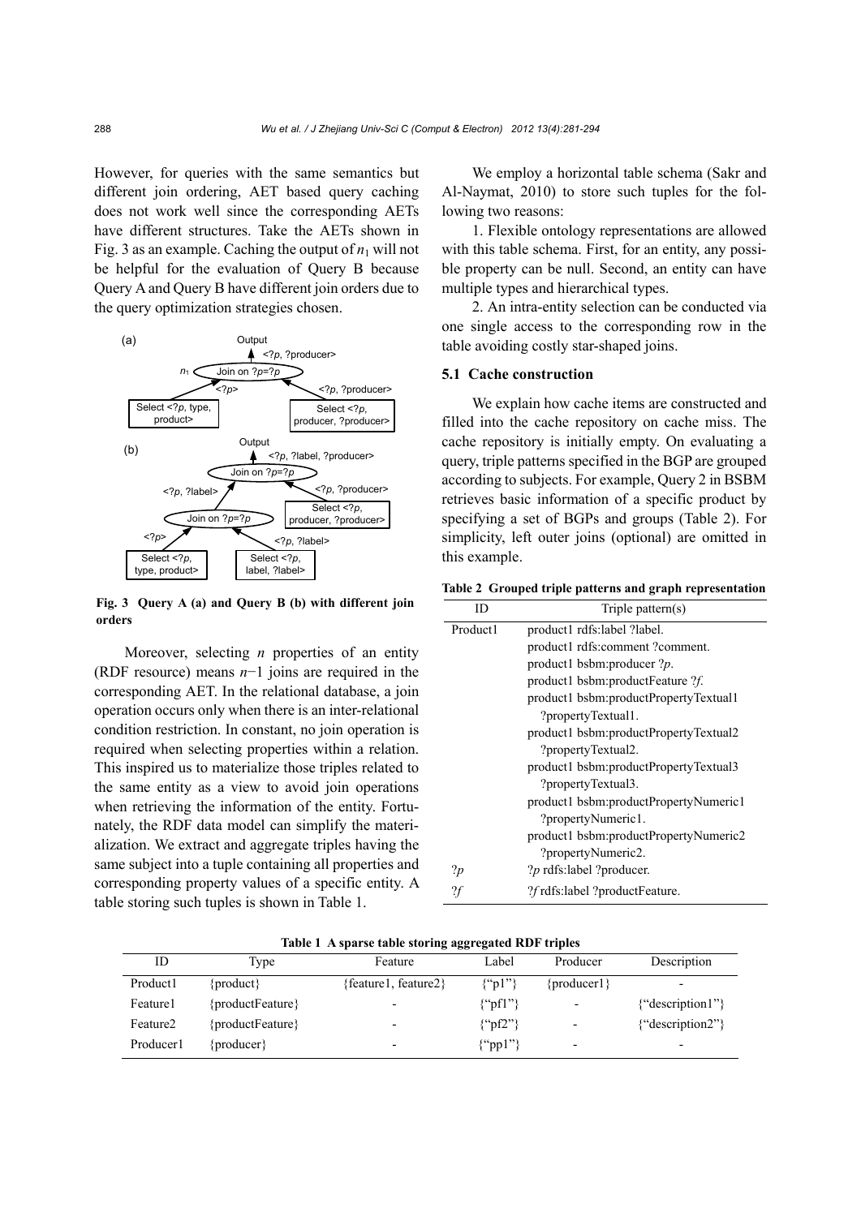However, for queries with the same semantics but different join ordering, AET based query caching does not work well since the corresponding AETs have different structures. Take the AETs shown in Fig. 3 as an example. Caching the output of $n_1$ will not be helpful for the evaluation of Query B because Query A and Query B have different join orders due to the query optimization strategies chosen.

Fig. 3 Query A (a) and Query B (b) with different join orders

Moreover, selecting $n$ properties of an entity (RDF resource) means $n-1$ joins are required in the corresponding AET. In the relational database, a join operation occurs only when there is an inter-relational condition restriction. In constant, no join operation is required when selecting properties within a relation. This inspired us to materialize those triples related to the same entity as a view to avoid join operations when retrieving the information of the entity. Fortunately, the RDF data model can simplify the materialization. We extract and aggregate triples having the same subject into a tuple containing all properties and corresponding property values of a specific entity. A table storing such tuples is shown in Table 1.

We employ a horizontal table schema (Sakr and Al-Naymat, 2010) to store such tuples for the following two reasons:

1. Flexible ontology representations are allowed with this table schema. First, for an entity, any possible property can be null. Second, an entity can have multiple types and hierarchical types.

2. An intra-entity selection can be conducted via one single access to the corresponding row in the table avoiding costly star-shaped joins.

### 5.1 Cache construction

We explain how cache items are constructed and filled into the cache repository on cache miss. The cache repository is initially empty. On evaluating a query, triple patterns specified in the BGP are grouped according to subjects. For example, Query 2 in BSBM retrieves basic information of a specific product by specifying a set of BGPs and groups (Table 2). For simplicity, left outer joins (optional) are omitted in this example.

**Table 2 Grouped triple patterns and graph representation**

| ID | Triple pattern(s) |
|---|---|
| Product1 | product1 rdfs:label ?label.<br>product1 rdfs:comment ?comment.<br>product1 bsbm:producer ?*p*.<br>product1 bsbm:productFeature ?*f*.<br>product1 bsbm:productPropertyTextual1 ?propertyTextual1.<br>product1 bsbm:productPropertyTextual2 ?propertyTextual2.<br>product1 bsbm:productPropertyTextual3 ?propertyTextual3.<br>product1 bsbm:productPropertyNumeric1 ?propertyNumeric1.<br>product1 bsbm:productPropertyNumeric2 ?propertyNumeric2. |
| ?*p* | ?*p* rdfs:label ?producer. |
| ?*f* | ?*f* rdfs:label ?productFeature. |

**Table 1 A sparse table storing aggregated RDF triples**

| ID | Type | Feature | Label | Producer | Description |
|---|---|---|---|---|---|
| Product1 | {product} | {feature1, feature2} | {"p1"} | {producer1} | - |
| Feature1 | {productFeature} | - | {"pf1"} | - | {"description1"} |
| Feature2 | {productFeature} | - | {"pf2"} | - | {"description2"} |
| Producer1 | {producer} | - | {"pp1"} | - | - |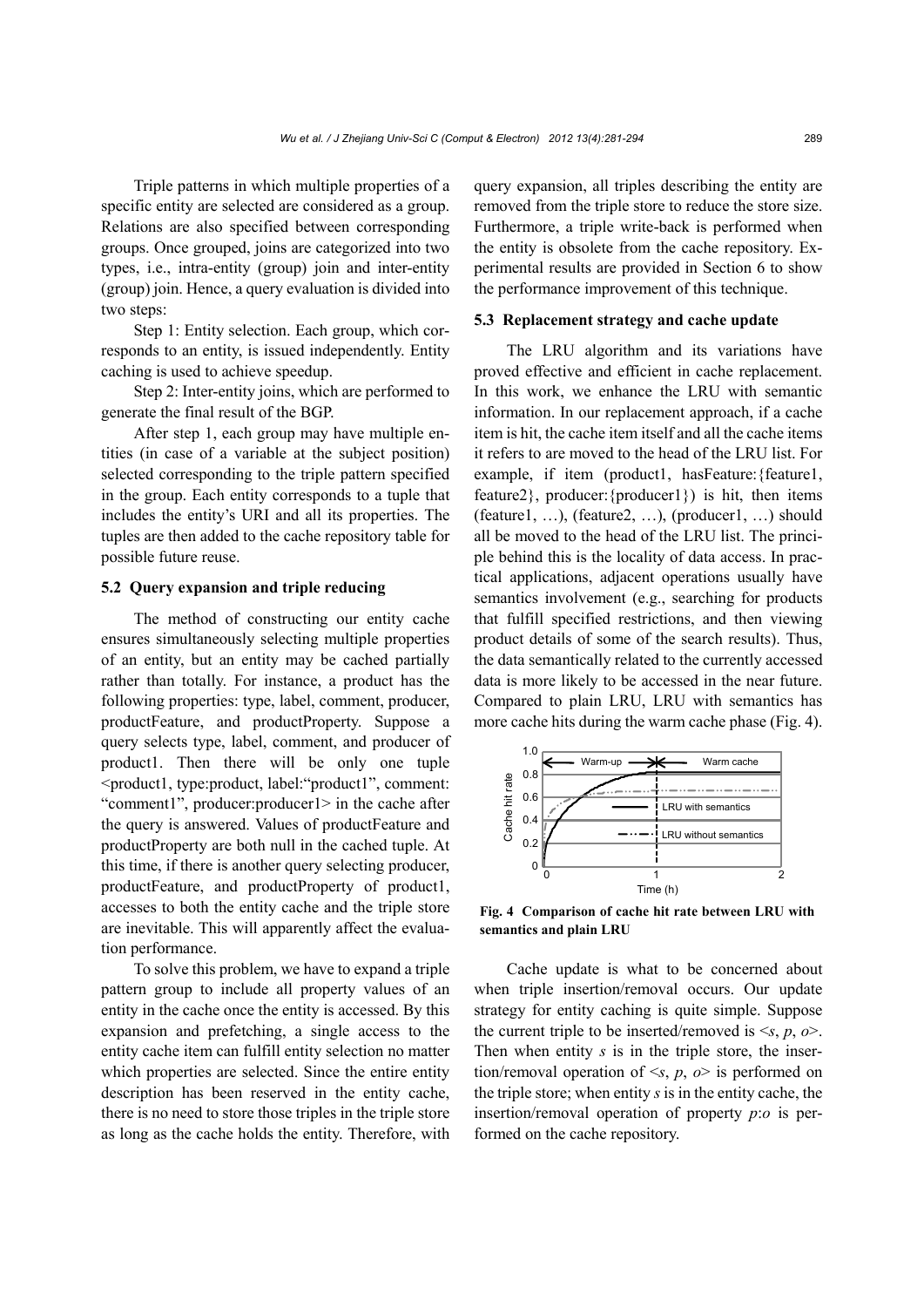Triple patterns in which multiple properties of a specific entity are selected are considered as a group. Relations are also specified between corresponding groups. Once grouped, joins are categorized into two types, i.e., intra-entity (group) join and inter-entity (group) join. Hence, a query evaluation is divided into two steps:

Step 1: Entity selection. Each group, which corresponds to an entity, is issued independently. Entity caching is used to achieve speedup.

Step 2: Inter-entity joins, which are performed to generate the final result of the BGP.

After step 1, each group may have multiple entities (in case of a variable at the subject position) selected corresponding to the triple pattern specified in the group. Each entity corresponds to a tuple that includes the entity's URI and all its properties. The tuples are then added to the cache repository table for possible future reuse.

### 5.2 Query expansion and triple reducing

The method of constructing our entity cache ensures simultaneously selecting multiple properties of an entity, but an entity may be cached partially rather than totally. For instance, a product has the following properties: type, label, comment, producer, productFeature, and productProperty. Suppose a query selects type, label, comment, and producer of product1. Then there will be only one tuple <product1, type:product, label:"product1", comment: "comment1", producer:producer1> in the cache after the query is answered. Values of productFeature and productProperty are both null in the cached tuple. At this time, if there is another query selecting producer, productFeature, and productProperty of product1, accesses to both the entity cache and the triple store are inevitable. This will apparently affect the evaluation performance.

To solve this problem, we have to expand a triple pattern group to include all property values of an entity in the cache once the entity is accessed. By this expansion and prefetching, a single access to the entity cache item can fulfill entity selection no matter which properties are selected. Since the entire entity description has been reserved in the entity cache, there is no need to store those triples in the triple store as long as the cache holds the entity. Therefore, with query expansion, all triples describing the entity are removed from the triple store to reduce the store size. Furthermore, a triple write-back is performed when the entity is obsolete from the cache repository. Experimental results are provided in Section 6 to show the performance improvement of this technique.

### 5.3 Replacement strategy and cache update

The LRU algorithm and its variations have proved effective and efficient in cache replacement. In this work, we enhance the LRU with semantic information. In our replacement approach, if a cache item is hit, the cache item itself and all the cache items it refers to are moved to the head of the LRU list. For example, if item (product1, hasFeature:{feature1, feature2}, producer:{producer1}) is hit, then items (feature1, …), (feature2, …), (producer1, …) should all be moved to the head of the LRU list. The principle behind this is the locality of data access. In practical applications, adjacent operations usually have semantics involvement (e.g., searching for products that fulfill specified restrictions, and then viewing product details of some of the search results). Thus, the data semantically related to the currently accessed data is more likely to be accessed in the near future. Compared to plain LRU, LRU with semantics has more cache hits during the warm cache phase (Fig. 4).

**Fig. 4 Comparison of cache hit rate between LRU with semantics and plain LRU**

Cache update is what to be concerned about when triple insertion/removal occurs. Our update strategy for entity caching is quite simple. Suppose the current triple to be inserted/removed is <*s*, *p*, *o*>. Then when entity *s* is in the triple store, the insertion/removal operation of <*s*, *p*, *o*> is performed on the triple store; when entity *s* is in the entity cache, the insertion/removal operation of property *p*:*o* is performed on the cache repository.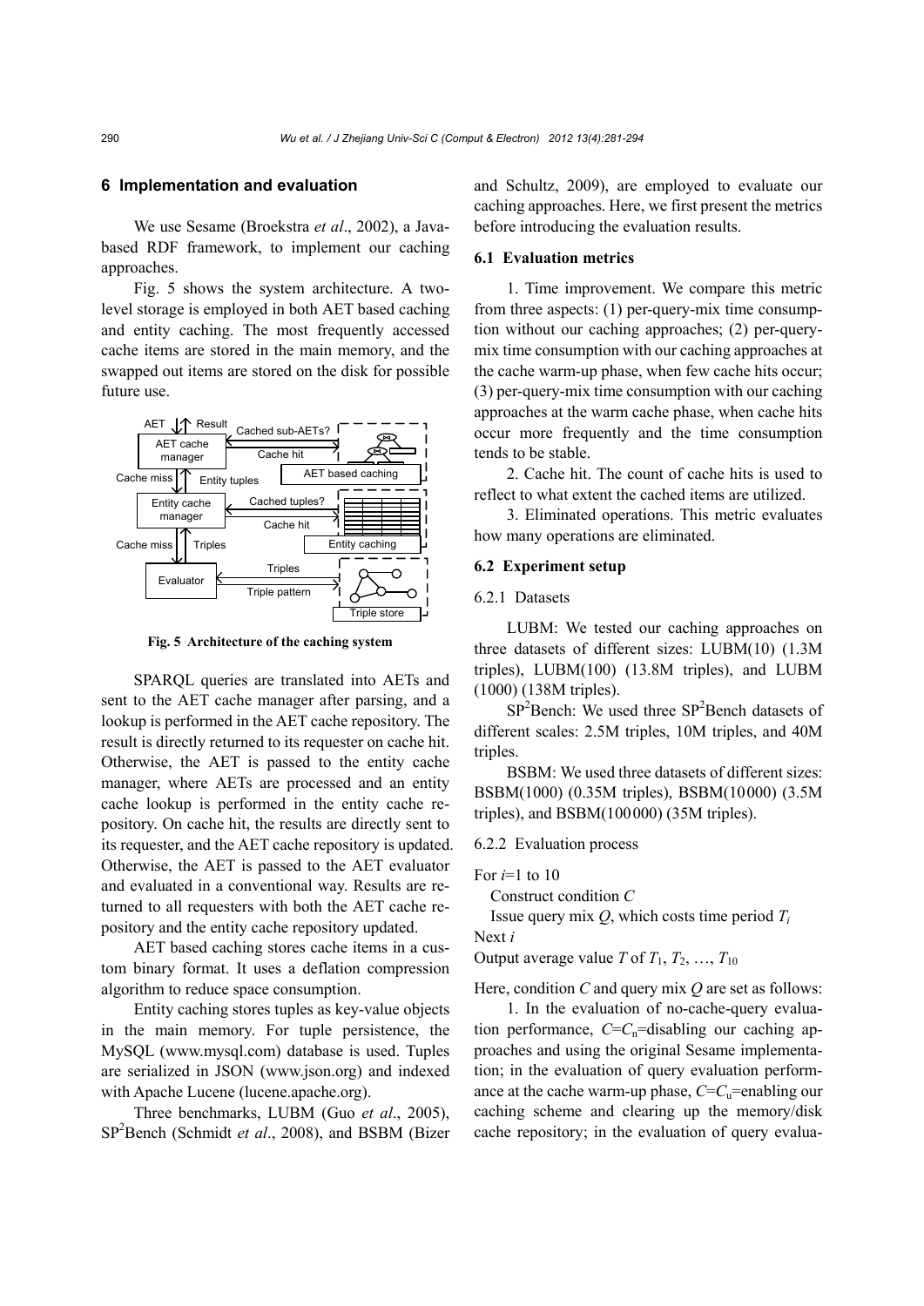## 6 Implementation and evaluation

We use Sesame (Broekstra *et al*., 2002), a Java-based RDF framework, to implement our caching approaches.

Fig. 5 shows the system architecture. A two-level storage is employed in both AET based caching and entity caching. The most frequently accessed cache items are stored in the main memory, and the swapped out items are stored on the disk for possible future use.

**Fig. 5 Architecture of the caching system**

SPARQL queries are translated into AETs and sent to the AET cache manager after parsing, and a lookup is performed in the AET cache repository. The result is directly returned to its requester on cache hit. Otherwise, the AET is passed to the entity cache manager, where AETs are processed and an entity cache lookup is performed in the entity cache repository. On cache hit, the results are directly sent to its requester, and the AET cache repository is updated. Otherwise, the AET is passed to the AET evaluator and evaluated in a conventional way. Results are returned to all requesters with both the AET cache repository and the entity cache repository updated.

AET based caching stores cache items in a custom binary format. It uses a deflation compression algorithm to reduce space consumption.

Entity caching stores tuples as key-value objects in the main memory. For tuple persistence, the MySQL (www.mysql.com) database is used. Tuples are serialized in JSON (www.json.org) and indexed with Apache Lucene (lucene.apache.org).

Three benchmarks, LUBM (Guo *et al*., 2005), $SP^2$Bench (Schmidt *et al*., 2008), and BSBM (Bizer and Schultz, 2009), are employed to evaluate our caching approaches. Here, we first present the metrics before introducing the evaluation results.

### 6.1 Evaluation metrics

1. Time improvement. We compare this metric from three aspects: (1) per-query-mix time consumption without our caching approaches; (2) per-query-mix time consumption with our caching approaches at the cache warm-up phase, when few cache hits occur; (3) per-query-mix time consumption with our caching approaches at the warm cache phase, when cache hits occur more frequently and the time consumption tends to be stable.

2. Cache hit. The count of cache hits is used to reflect to what extent the cached items are utilized.

3. Eliminated operations. This metric evaluates how many operations are eliminated.

### 6.2 Experiment setup

#### 6.2.1 Datasets

LUBM: We tested our caching approaches on three datasets of different sizes: LUBM(10) (1.3M triples), LUBM(100) (13.8M triples), and LUBM (1000) (138M triples).

$SP^2$Bench: We used three $SP^2$Bench datasets of different scales: 2.5M triples, 10M triples, and 40M triples.

BSBM: We used three datasets of different sizes: BSBM(1000) (0.35M triples), BSBM(10000) (3.5M triples), and BSBM(100000) (35M triples).

#### 6.2.2 Evaluation process

For $i$=1 to 10

  Construct condition $C$

  Issue query mix $Q$, which costs time period $T_i$

Next $i$

Output average value $T$ of $T_1$, $T_2$, …, $T_{10}$

Here, condition $C$ and query mix $Q$ are set as follows:

1. In the evaluation of no-cache-query evaluation performance, $C$=$C_n$=disabling our caching approaches and using the original Sesame implementation; in the evaluation of query evaluation performance at the cache warm-up phase, $C$=$C_u$=enabling our caching scheme and clearing up the memory/disk cache repository; in the evaluation of query evalua-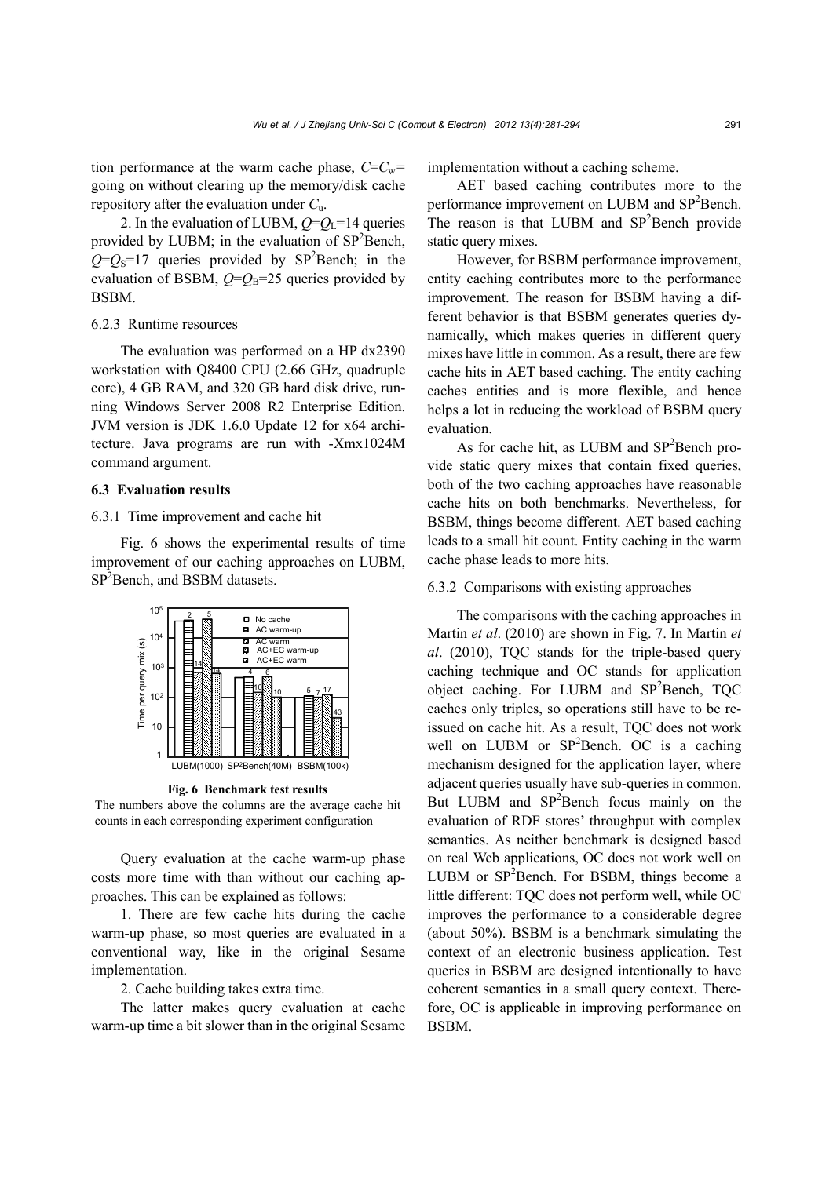tion performance at the warm cache phase, $C$=$C_w$= going on without clearing up the memory/disk cache repository after the evaluation under $C_u$.

2. In the evaluation of LUBM, $Q$=$Q_L$=14 queries provided by LUBM; in the evaluation of SP$^2$Bench, $Q$=$Q_S$=17 queries provided by SP$^2$Bench; in the evaluation of BSBM, $Q$=$Q_B$=25 queries provided by BSBM.

#### 6.2.3 Runtime resources

The evaluation was performed on a HP dx2390 workstation with Q8400 CPU (2.66 GHz, quadruple core), 4 GB RAM, and 320 GB hard disk drive, running Windows Server 2008 R2 Enterprise Edition. JVM version is JDK 1.6.0 Update 12 for x64 architecture. Java programs are run with -Xmx1024M command argument.

### 6.3 Evaluation results

#### 6.3.1 Time improvement and cache hit

Fig. 6 shows the experimental results of time improvement of our caching approaches on LUBM, SP$^2$Bench, and BSBM datasets.

**Fig. 6 Benchmark test results**

The numbers above the columns are the average cache hit counts in each corresponding experiment configuration

Query evaluation at the cache warm-up phase costs more time with than without our caching approaches. This can be explained as follows:

1. There are few cache hits during the cache warm-up phase, so most queries are evaluated in a conventional way, like in the original Sesame implementation.

2. Cache building takes extra time.

The latter makes query evaluation at cache warm-up time a bit slower than in the original Sesame implementation without a caching scheme.

AET based caching contributes more to the performance improvement on LUBM and SP$^2$Bench. The reason is that LUBM and SP$^2$Bench provide static query mixes.

However, for BSBM performance improvement, entity caching contributes more to the performance improvement. The reason for BSBM having a different behavior is that BSBM generates queries dynamically, which makes queries in different query mixes have little in common. As a result, there are few cache hits in AET based caching. The entity caching caches entities and is more flexible, and hence helps a lot in reducing the workload of BSBM query evaluation.

As for cache hit, as LUBM and SP$^2$Bench provide static query mixes that contain fixed queries, both of the two caching approaches have reasonable cache hits on both benchmarks. Nevertheless, for BSBM, things become different. AET based caching leads to a small hit count. Entity caching in the warm cache phase leads to more hits.

#### 6.3.2 Comparisons with existing approaches

The comparisons with the caching approaches in Martin *et al*. (2010) are shown in Fig. 7. In Martin *et al*. (2010), TQC stands for the triple-based query caching technique and OC stands for application object caching. For LUBM and SP$^2$Bench, TQC caches only triples, so operations still have to be reissued on cache hit. As a result, TQC does not work well on LUBM or SP$^2$Bench. OC is a caching mechanism designed for the application layer, where adjacent queries usually have sub-queries in common. But LUBM and SP$^2$Bench focus mainly on the evaluation of RDF stores' throughput with complex semantics. As neither benchmark is designed based on real Web applications, OC does not work well on LUBM or SP$^2$Bench. For BSBM, things become a little different: TQC does not perform well, while OC improves the performance to a considerable degree (about 50%). BSBM is a benchmark simulating the context of an electronic business application. Test queries in BSBM are designed intentionally to have coherent semantics in a small query context. Therefore, OC is applicable in improving performance on BSBM.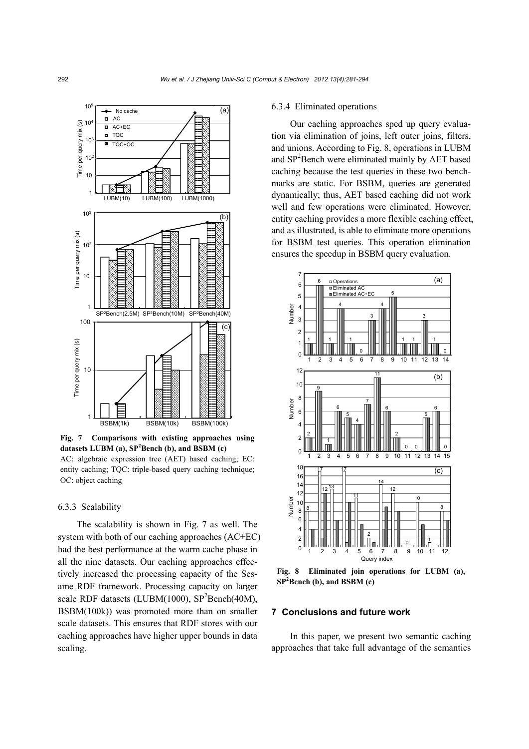**Fig. 7 Comparisons with existing approaches using datasets LUBM (a), SP²Bench (b), and BSBM (c)**

AC: algebraic expression tree (AET) based caching; EC: entity caching; TQC: triple-based query caching technique; OC: object caching

### 6.3.3 Scalability

The scalability is shown in Fig. 7 as well. The system with both of our caching approaches (AC+EC) had the best performance at the warm cache phase in all the nine datasets. Our caching approaches effectively increased the processing capacity of the Sesame RDF framework. Processing capacity on larger scale RDF datasets (LUBM(1000), SP²Bench(40M), BSBM(100k)) was promoted more than on smaller scale datasets. This ensures that RDF stores with our caching approaches have higher upper bounds in data scaling.

### 6.3.4 Eliminated operations

Our caching approaches sped up query evaluation via elimination of joins, left outer joins, filters, and unions. According to Fig. 8, operations in LUBM and SP²Bench were eliminated mainly by AET based caching because the test queries in these two benchmarks are static. For BSBM, queries are generated dynamically; thus, AET based caching did not work well and few operations were eliminated. However, entity caching provides a more flexible caching effect, and as illustrated, is able to eliminate more operations for BSBM test queries. This operation elimination ensures the speedup in BSBM query evaluation.

**Fig. 8 Eliminated join operations for LUBM (a), SP²Bench (b), and BSBM (c)**

## 7 Conclusions and future work

In this paper, we present two semantic caching approaches that take full advantage of the semantics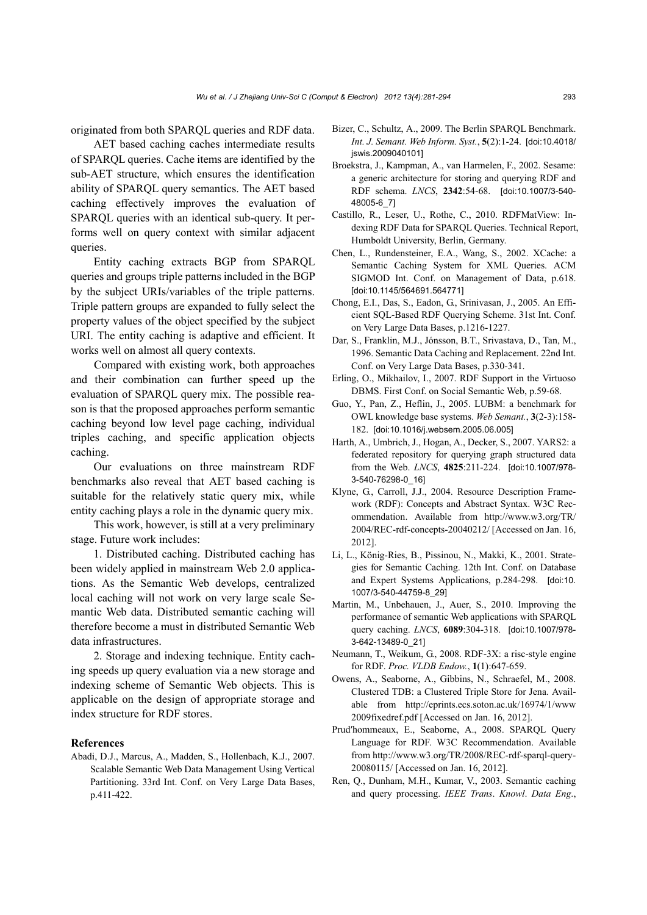originated from both SPARQL queries and RDF data.

AET based caching caches intermediate results of SPARQL queries. Cache items are identified by the sub-AET structure, which ensures the identification ability of SPARQL query semantics. The AET based caching effectively improves the evaluation of SPARQL queries with an identical sub-query. It performs well on query context with similar adjacent queries.

Entity caching extracts BGP from SPARQL queries and groups triple patterns included in the BGP by the subject URIs/variables of the triple patterns. Triple pattern groups are expanded to fully select the property values of the object specified by the subject URI. The entity caching is adaptive and efficient. It works well on almost all query contexts.

Compared with existing work, both approaches and their combination can further speed up the evaluation of SPARQL query mix. The possible reason is that the proposed approaches perform semantic caching beyond low level page caching, individual triples caching, and specific application objects caching.

Our evaluations on three mainstream RDF benchmarks also reveal that AET based caching is suitable for the relatively static query mix, while entity caching plays a role in the dynamic query mix.

This work, however, is still at a very preliminary stage. Future work includes:

1. Distributed caching. Distributed caching has been widely applied in mainstream Web 2.0 applications. As the Semantic Web develops, centralized local caching will not work on very large scale Semantic Web data. Distributed semantic caching will therefore become a must in distributed Semantic Web data infrastructures.

2. Storage and indexing technique. Entity caching speeds up query evaluation via a new storage and indexing scheme of Semantic Web objects. This is applicable on the design of appropriate storage and index structure for RDF stores.

## References

Abadi, D.J., Marcus, A., Madden, S., Hollenbach, K.J., 2007. Scalable Semantic Web Data Management Using Vertical Partitioning. 33rd Int. Conf. on Very Large Data Bases, p.411-422.

Bizer, C., Schultz, A., 2009. The Berlin SPARQL Benchmark. *Int. J. Semant. Web Inform. Syst.*, **5**(2):1-24. [doi:10.4018/jswis.2009040101]

Broekstra, J., Kampman, A., van Harmelen, F., 2002. Sesame: a generic architecture for storing and querying RDF and RDF schema. *LNCS*, **2342**:54-68. [doi:10.1007/3-540-48005-6_7]

Castillo, R., Leser, U., Rothe, C., 2010. RDFMatView: Indexing RDF Data for SPARQL Queries. Technical Report, Humboldt University, Berlin, Germany.

Chen, L., Rundensteiner, E.A., Wang, S., 2002. XCache: a Semantic Caching System for XML Queries. ACM SIGMOD Int. Conf. on Management of Data, p.618. [doi:10.1145/564691.564771]

Chong, E.I., Das, S., Eadon, G., Srinivasan, J., 2005. An Efficient SQL-Based RDF Querying Scheme. 31st Int. Conf. on Very Large Data Bases, p.1216-1227.

Dar, S., Franklin, M.J., Jónsson, B.T., Srivastava, D., Tan, M., 1996. Semantic Data Caching and Replacement. 22nd Int. Conf. on Very Large Data Bases, p.330-341.

Erling, O., Mikhailov, I., 2007. RDF Support in the Virtuoso DBMS. First Conf. on Social Semantic Web, p.59-68.

Guo, Y., Pan, Z., Heflin, J., 2005. LUBM: a benchmark for OWL knowledge base systems. *Web Semant.*, **3**(2-3):158-182. [doi:10.1016/j.websem.2005.06.005]

Harth, A., Umbrich, J., Hogan, A., Decker, S., 2007. YARS2: a federated repository for querying graph structured data from the Web. *LNCS*, **4825**:211-224. [doi:10.1007/978-3-540-76298-0_16]

Klyne, G., Carroll, J.J., 2004. Resource Description Framework (RDF): Concepts and Abstract Syntax. W3C Recommendation. Available from http://www.w3.org/TR/2004/REC-rdf-concepts-20040212/ [Accessed on Jan. 16, 2012].

Li, L., König-Ries, B., Pissinou, N., Makki, K., 2001. Strategies for Semantic Caching. 12th Int. Conf. on Database and Expert Systems Applications, p.284-298. [doi:10.1007/3-540-44759-8_29]

Martin, M., Unbehauen, J., Auer, S., 2010. Improving the performance of semantic Web applications with SPARQL query caching. *LNCS*, **6089**:304-318. [doi:10.1007/978-3-642-13489-0_21]

Neumann, T., Weikum, G., 2008. RDF-3X: a risc-style engine for RDF. *Proc. VLDB Endow.*, **1**(1):647-659.

Owens, A., Seaborne, A., Gibbins, N., Schraefel, M., 2008. Clustered TDB: a Clustered Triple Store for Jena. Available from http://eprints.ecs.soton.ac.uk/16974/1/www2009fixedref.pdf [Accessed on Jan. 16, 2012].

Prud′hommeaux, E., Seaborne, A., 2008. SPARQL Query Language for RDF. W3C Recommendation. Available from http://www.w3.org/TR/2008/REC-rdf-sparql-query-20080115/ [Accessed on Jan. 16, 2012].

Ren, Q., Dunham, M.H., Kumar, V., 2003. Semantic caching and query processing. *IEEE Trans*. *Knowl*. *Data Eng*.,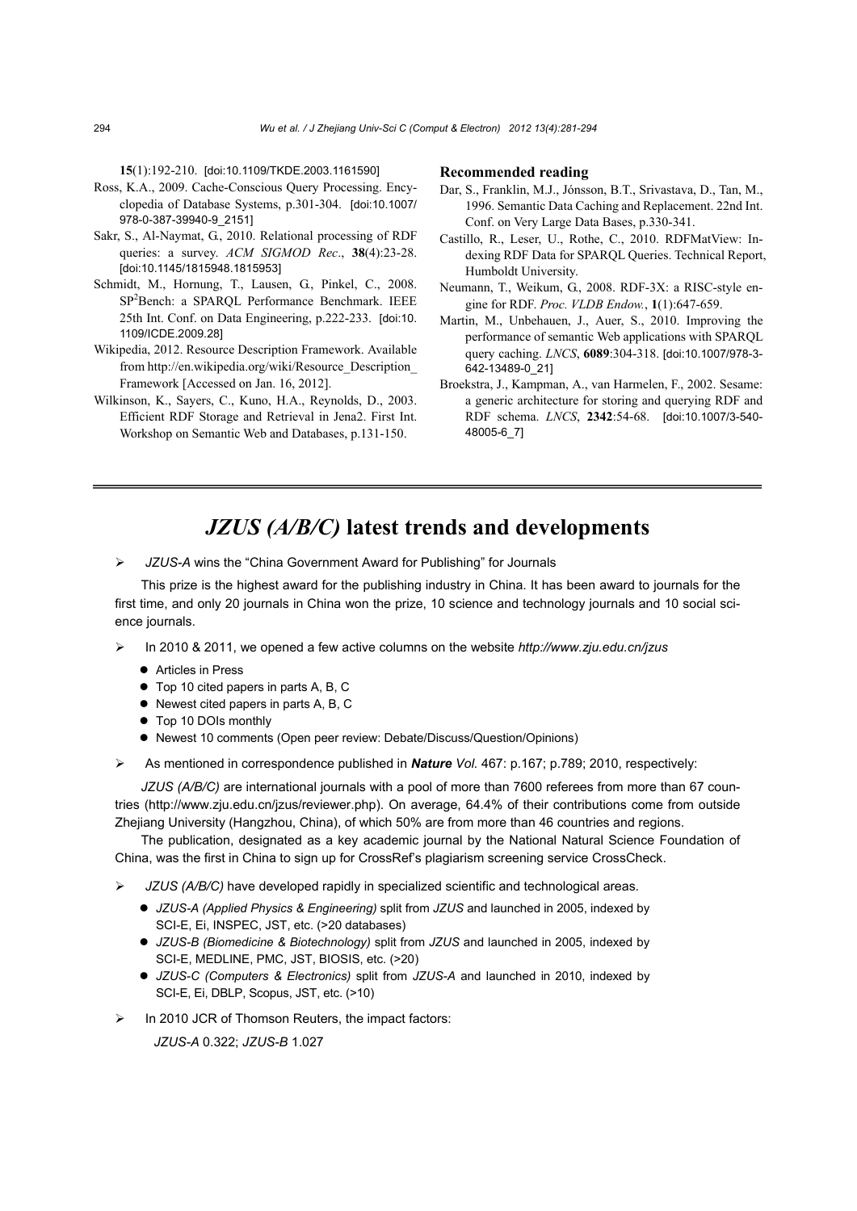**15**(1):192-210. [doi:10.1109/TKDE.2003.1161590]

Ross, K.A., 2009. Cache-Conscious Query Processing. Encyclopedia of Database Systems, p.301-304. [doi:10.1007/978-0-387-39940-9_2151]

Sakr, S., Al-Naymat, G., 2010. Relational processing of RDF queries: a survey. *ACM SIGMOD Rec*., **38**(4):23-28. [doi:10.1145/1815948.1815953]

Schmidt, M., Hornung, T., Lausen, G., Pinkel, C., 2008. SP$^2$Bench: a SPARQL Performance Benchmark. IEEE 25th Int. Conf. on Data Engineering, p.222-233. [doi:10.1109/ICDE.2009.28]

Wikipedia, 2012. Resource Description Framework. Available from http://en.wikipedia.org/wiki/Resource_Description_Framework [Accessed on Jan. 16, 2012].

Wilkinson, K., Sayers, C., Kuno, H.A., Reynolds, D., 2003. Efficient RDF Storage and Retrieval in Jena2. First Int. Workshop on Semantic Web and Databases, p.131-150.

### Recommended reading

Dar, S., Franklin, M.J., Jónsson, B.T., Srivastava, D., Tan, M., 1996. Semantic Data Caching and Replacement. 22nd Int. Conf. on Very Large Data Bases, p.330-341.

Castillo, R., Leser, U., Rothe, C., 2010. RDFMatView: Indexing RDF Data for SPARQL Queries. Technical Report, Humboldt University.

Neumann, T., Weikum, G., 2008. RDF-3X: a RISC-style engine for RDF. *Proc. VLDB Endow.*, **1**(1):647-659.

Martin, M., Unbehauen, J., Auer, S., 2010. Improving the performance of semantic Web applications with SPARQL query caching. *LNCS*, **6089**:304-318. [doi:10.1007/978-3-642-13489-0_21]

Broekstra, J., Kampman, A., van Harmelen, F., 2002. Sesame: a generic architecture for storing and querying RDF and RDF schema. *LNCS*, **2342**:54-68. [doi:10.1007/3-540-48005-6_7]

---

# *JZUS (A/B/C)* latest trends and developments

- *JZUS-A* wins the "China Government Award for Publishing" for Journals

This prize is the highest award for the publishing industry in China. It has been award to journals for the first time, and only 20 journals in China won the prize, 10 science and technology journals and 10 social science journals.

- In 2010 & 2011, we opened a few active columns on the website *http://www.zju.edu.cn/jzus*
  - Articles in Press
  - Top 10 cited papers in parts A, B, C
  - Newest cited papers in parts A, B, C
  - Top 10 DOIs monthly
  - Newest 10 comments (Open peer review: Debate/Discuss/Question/Opinions)

- As mentioned in correspondence published in ***Nature*** *Vol.* 467: p.167; p.789; 2010, respectively:

*JZUS (A/B/C)* are international journals with a pool of more than 7600 referees from more than 67 countries (http://www.zju.edu.cn/jzus/reviewer.php). On average, 64.4% of their contributions come from outside Zhejiang University (Hangzhou, China), of which 50% are from more than 46 countries and regions.

The publication, designated as a key academic journal by the National Natural Science Foundation of China, was the first in China to sign up for CrossRef's plagiarism screening service CrossCheck.

- *JZUS (A/B/C)* have developed rapidly in specialized scientific and technological areas.
  - *JZUS-A (Applied Physics & Engineering)* split from *JZUS* and launched in 2005, indexed by SCI-E, Ei, INSPEC, JST, etc. (>20 databases)
  - *JZUS-B (Biomedicine & Biotechnology)* split from *JZUS* and launched in 2005, indexed by SCI-E, MEDLINE, PMC, JST, BIOSIS, etc. (>20)
  - *JZUS-C (Computers & Electronics)* split from *JZUS-A* and launched in 2010, indexed by SCI-E, Ei, DBLP, Scopus, JST, etc. (>10)

- In 2010 JCR of Thomson Reuters, the impact factors:

  *JZUS-A* 0.322; *JZUS-B* 1.027